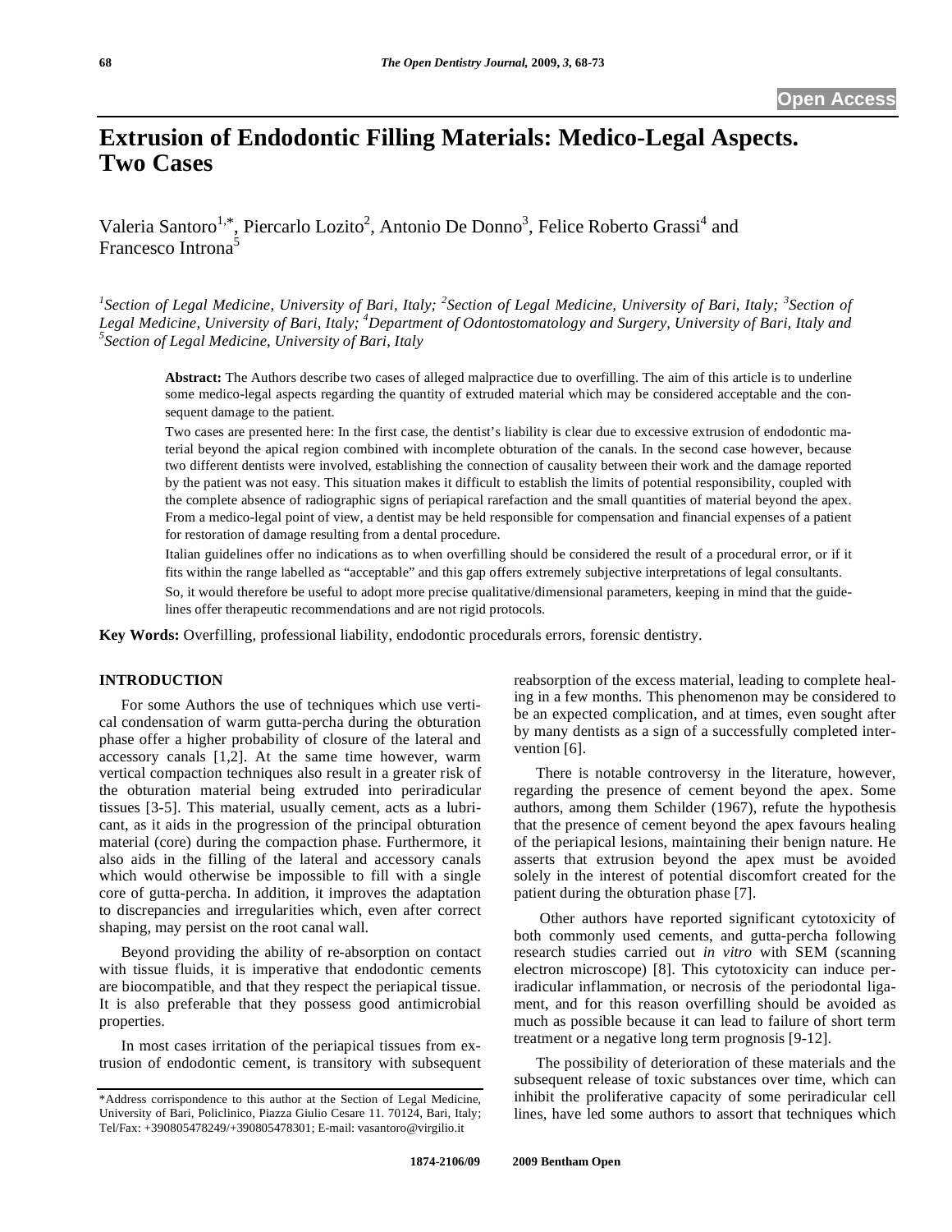# Extrusion of Endodontic Filling Materials: Medico-Legal Aspects. Two Cases

Valeria Santoro[1,*], Piercarlo Lozito[2], Antonio De Donno[3], Felice Roberto Grassi[4] and Francesco Introna[5]

*[1]Section of Legal Medicine, University of Bari, Italy; [2]Section of Legal Medicine, University of Bari, Italy; [3]Section of Legal Medicine, University of Bari, Italy; [4]Department of Odontostomatology and Surgery, University of Bari, Italy and [5]Section of Legal Medicine, University of Bari, Italy*

**Abstract:** The Authors describe two cases of alleged malpractice due to overfilling. The aim of this article is to underline some medico-legal aspects regarding the quantity of extruded material which may be considered acceptable and the consequent damage to the patient.

Two cases are presented here: In the first case, the dentist's liability is clear due to excessive extrusion of endodontic material beyond the apical region combined with incomplete obturation of the canals. In the second case however, because two different dentists were involved, establishing the connection of causality between their work and the damage reported by the patient was not easy. This situation makes it difficult to establish the limits of potential responsibility, coupled with the complete absence of radiographic signs of periapical rarefaction and the small quantities of material beyond the apex. From a medico-legal point of view, a dentist may be held responsible for compensation and financial expenses of a patient for restoration of damage resulting from a dental procedure.

Italian guidelines offer no indications as to when overfilling should be considered the result of a procedural error, or if it fits within the range labelled as "acceptable" and this gap offers extremely subjective interpretations of legal consultants.

So, it would therefore be useful to adopt more precise qualitative/dimensional parameters, keeping in mind that the guidelines offer therapeutic recommendations and are not rigid protocols.

**Key Words:** Overfilling, professional liability, endodontic procedurals errors, forensic dentistry.

## INTRODUCTION

For some Authors the use of techniques which use vertical condensation of warm gutta-percha during the obturation phase offer a higher probability of closure of the lateral and accessory canals [1,2]. At the same time however, warm vertical compaction techniques also result in a greater risk of the obturation material being extruded into periradicular tissues [3-5]. This material, usually cement, acts as a lubricant, as it aids in the progression of the principal obturation material (core) during the compaction phase. Furthermore, it also aids in the filling of the lateral and accessory canals which would otherwise be impossible to fill with a single core of gutta-percha. In addition, it improves the adaptation to discrepancies and irregularities which, even after correct shaping, may persist on the root canal wall.

Beyond providing the ability of re-absorption on contact with tissue fluids, it is imperative that endodontic cements are biocompatible, and that they respect the periapical tissue. It is also preferable that they possess good antimicrobial properties.

In most cases irritation of the periapical tissues from extrusion of endodontic cement, is transitory with subsequent reabsorption of the excess material, leading to complete healing in a few months. This phenomenon may be considered to be an expected complication, and at times, even sought after by many dentists as a sign of a successfully completed intervention [6].

There is notable controversy in the literature, however, regarding the presence of cement beyond the apex. Some authors, among them Schilder (1967), refute the hypothesis that the presence of cement beyond the apex favours healing of the periapical lesions, maintaining their benign nature. He asserts that extrusion beyond the apex must be avoided solely in the interest of potential discomfort created for the patient during the obturation phase [7].

Other authors have reported significant cytotoxicity of both commonly used cements, and gutta-percha following research studies carried out *in vitro* with SEM (scanning electron microscope) [8]. This cytotoxicity can induce periradicular inflammation, or necrosis of the periodontal ligament, and for this reason overfilling should be avoided as much as possible because it can lead to failure of short term treatment or a negative long term prognosis [9-12].

The possibility of deterioration of these materials and the subsequent release of toxic substances over time, which can inhibit the proliferative capacity of some periradicular cell lines, have led some authors to assort that techniques which

\*Address corrispondence to this author at the Section of Legal Medicine, University of Bari, Policlinico, Piazza Giulio Cesare 11. 70124, Bari, Italy; Tel/Fax: +390805478249/+390805478301; E-mail: vasantoro@virgilio.it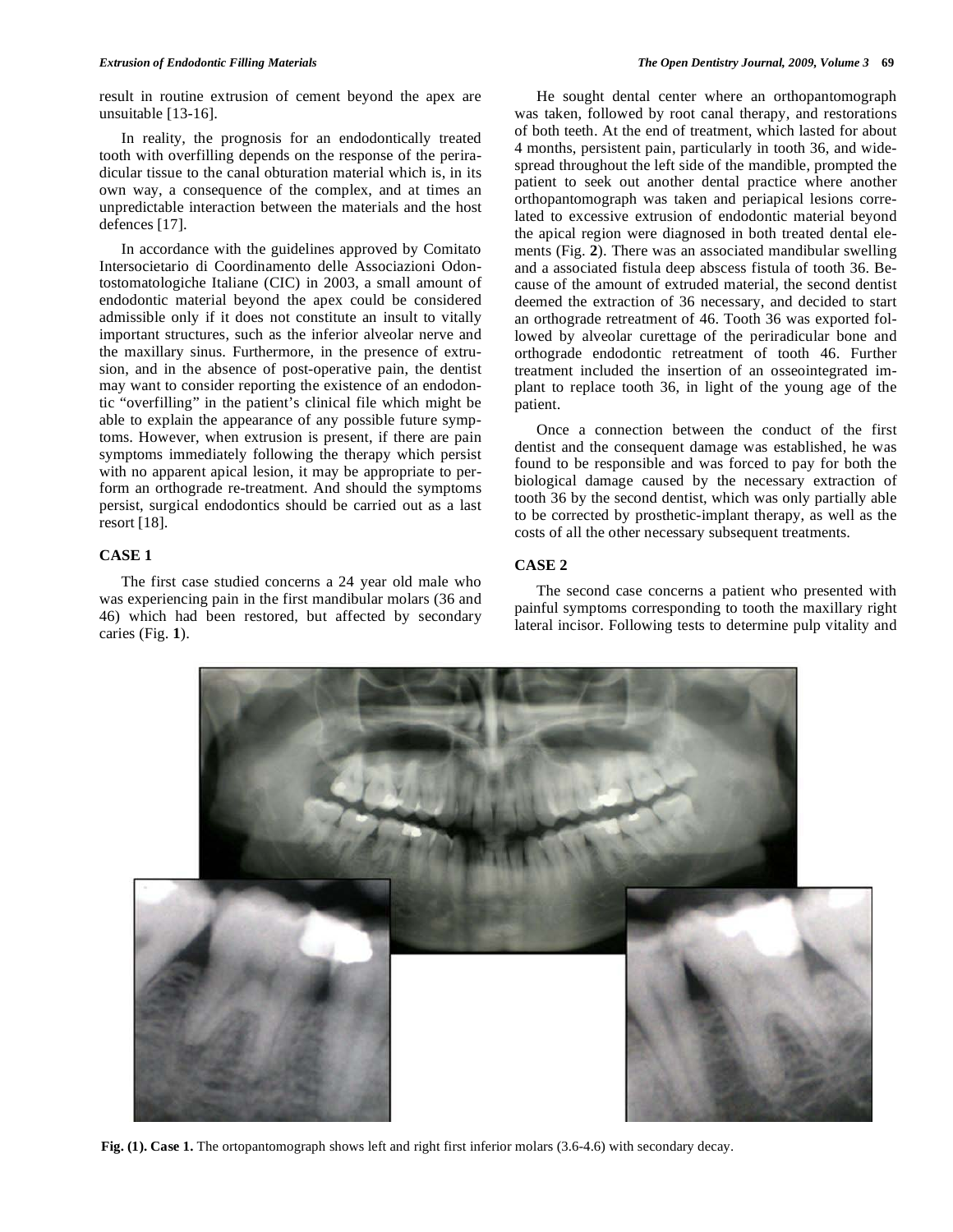result in routine extrusion of cement beyond the apex are unsuitable [13-16].

In reality, the prognosis for an endodontically treated tooth with overfilling depends on the response of the periradicular tissue to the canal obturation material which is, in its own way, a consequence of the complex, and at times an unpredictable interaction between the materials and the host defences [17].

In accordance with the guidelines approved by Comitato Intersocietario di Coordinamento delle Associazioni Odontostomatologiche Italiane (CIC) in 2003, a small amount of endodontic material beyond the apex could be considered admissible only if it does not constitute an insult to vitally important structures, such as the inferior alveolar nerve and the maxillary sinus. Furthermore, in the presence of extrusion, and in the absence of post-operative pain, the dentist may want to consider reporting the existence of an endodontic "overfilling" in the patient's clinical file which might be able to explain the appearance of any possible future symptoms. However, when extrusion is present, if there are pain symptoms immediately following the therapy which persist with no apparent apical lesion, it may be appropriate to perform an orthograde re-treatment. And should the symptoms persist, surgical endodontics should be carried out as a last resort [18].

## CASE 1

The first case studied concerns a 24 year old male who was experiencing pain in the first mandibular molars (36 and 46) which had been restored, but affected by secondary caries (Fig. **1**).

He sought dental center where an orthopantomograph was taken, followed by root canal therapy, and restorations of both teeth. At the end of treatment, which lasted for about 4 months, persistent pain, particularly in tooth 36, and widespread throughout the left side of the mandible, prompted the patient to seek out another dental practice where another orthopantomograph was taken and periapical lesions correlated to excessive extrusion of endodontic material beyond the apical region were diagnosed in both treated dental elements (Fig. **2**). There was an associated mandibular swelling and a associated fistula deep abscess fistula of tooth 36. Because of the amount of extruded material, the second dentist deemed the extraction of 36 necessary, and decided to start an orthograde retreatment of 46. Tooth 36 was exported followed by alveolar curettage of the periradicular bone and orthograde endodontic retreatment of tooth 46. Further treatment included the insertion of an osseointegrated implant to replace tooth 36, in light of the young age of the patient.

Once a connection between the conduct of the first dentist and the consequent damage was established, he was found to be responsible and was forced to pay for both the biological damage caused by the necessary extraction of tooth 36 by the second dentist, which was only partially able to be corrected by prosthetic-implant therapy, as well as the costs of all the other necessary subsequent treatments.

## CASE 2

The second case concerns a patient who presented with painful symptoms corresponding to tooth the maxillary right lateral incisor. Following tests to determine pulp vitality and

**Fig. (1). Case 1.** The ortopantomograph shows left and right first inferior molars (3.6-4.6) with secondary decay.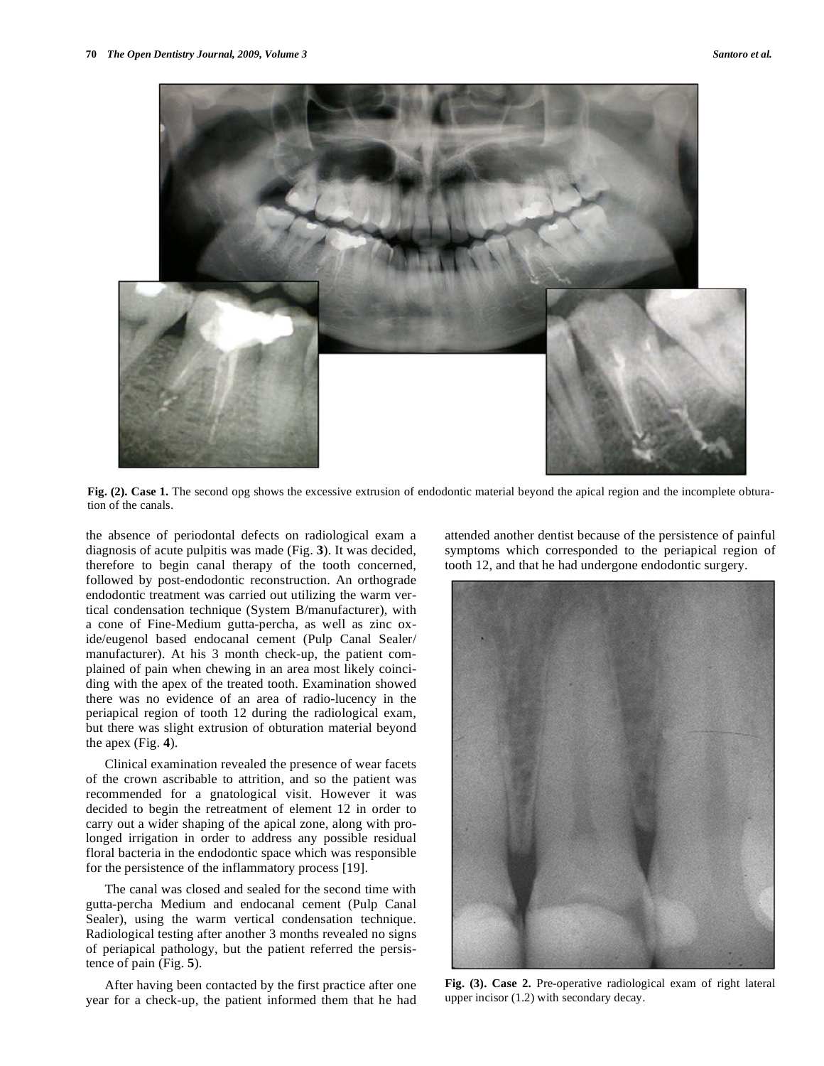**Fig. (2). Case 1.** The second opg shows the excessive extrusion of endodontic material beyond the apical region and the incomplete obturation of the canals.

the absence of periodontal defects on radiological exam a diagnosis of acute pulpitis was made (Fig. **3**). It was decided, therefore to begin canal therapy of the tooth concerned, followed by post-endodontic reconstruction. An orthograde endodontic treatment was carried out utilizing the warm vertical condensation technique (System B/manufacturer), with a cone of Fine-Medium gutta-percha, as well as zinc oxide/eugenol based endocanal cement (Pulp Canal Sealer/ manufacturer). At his 3 month check-up, the patient complained of pain when chewing in an area most likely coinciding with the apex of the treated tooth. Examination showed there was no evidence of an area of radio-lucency in the periapical region of tooth 12 during the radiological exam, but there was slight extrusion of obturation material beyond the apex (Fig. **4**).

Clinical examination revealed the presence of wear facets of the crown ascribable to attrition, and so the patient was recommended for a gnatological visit. However it was decided to begin the retreatment of element 12 in order to carry out a wider shaping of the apical zone, along with prolonged irrigation in order to address any possible residual floral bacteria in the endodontic space which was responsible for the persistence of the inflammatory process [19].

The canal was closed and sealed for the second time with gutta-percha Medium and endocanal cement (Pulp Canal Sealer), using the warm vertical condensation technique. Radiological testing after another 3 months revealed no signs of periapical pathology, but the patient referred the persistence of pain (Fig. **5**).

After having been contacted by the first practice after one year for a check-up, the patient informed them that he had attended another dentist because of the persistence of painful symptoms which corresponded to the periapical region of tooth 12, and that he had undergone endodontic surgery.

**Fig. (3). Case 2.** Pre-operative radiological exam of right lateral upper incisor (1.2) with secondary decay.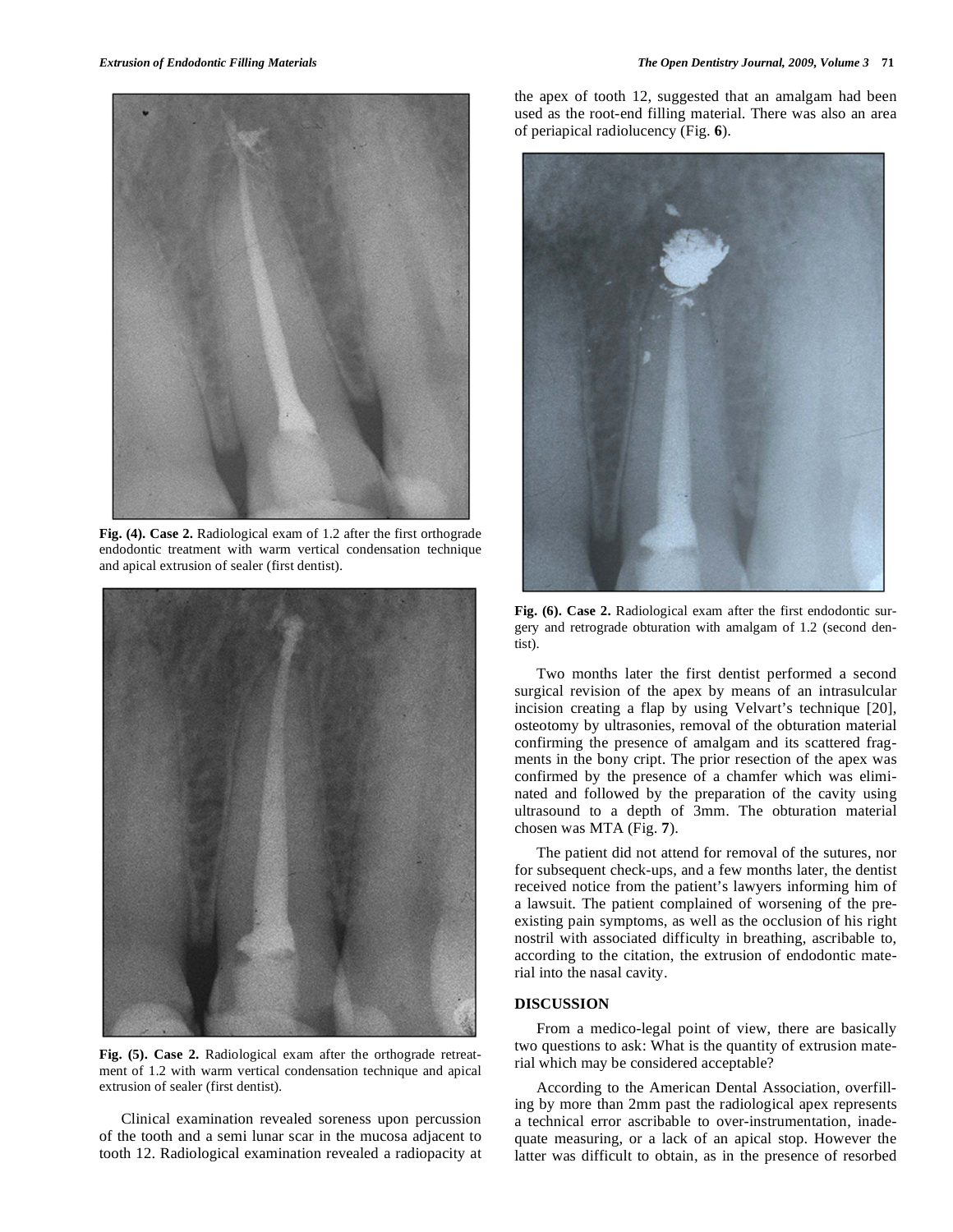Fig. (4). Case 2. Radiological exam of 1.2 after the first orthograde endodontic treatment with warm vertical condensation technique and apical extrusion of sealer (first dentist).

Fig. (5). Case 2. Radiological exam after the orthograde retreatment of 1.2 with warm vertical condensation technique and apical extrusion of sealer (first dentist).

Clinical examination revealed soreness upon percussion of the tooth and a semi lunar scar in the mucosa adjacent to tooth 12. Radiological examination revealed a radiopacity at the apex of tooth 12, suggested that an amalgam had been used as the root-end filling material. There was also an area of periapical radiolucency (Fig. **6**).

Fig. (6). Case 2. Radiological exam after the first endodontic surgery and retrograde obturation with amalgam of 1.2 (second dentist).

Two months later the first dentist performed a second surgical revision of the apex by means of an intrasulcular incision creating a flap by using Velvart's technique [20], osteotomy by ultrasonies, removal of the obturation material confirming the presence of amalgam and its scattered fragments in the bony cript. The prior resection of the apex was confirmed by the presence of a chamfer which was eliminated and followed by the preparation of the cavity using ultrasound to a depth of 3mm. The obturation material chosen was MTA (Fig. **7**).

The patient did not attend for removal of the sutures, nor for subsequent check-ups, and a few months later, the dentist received notice from the patient's lawyers informing him of a lawsuit. The patient complained of worsening of the pre-existing pain symptoms, as well as the occlusion of his right nostril with associated difficulty in breathing, ascribable to, according to the citation, the extrusion of endodontic material into the nasal cavity.

## DISCUSSION

From a medico-legal point of view, there are basically two questions to ask: What is the quantity of extrusion material which may be considered acceptable?

According to the American Dental Association, overfilling by more than 2mm past the radiological apex represents a technical error ascribable to over-instrumentation, inadequate measuring, or a lack of an apical stop. However the latter was difficult to obtain, as in the presence of resorbed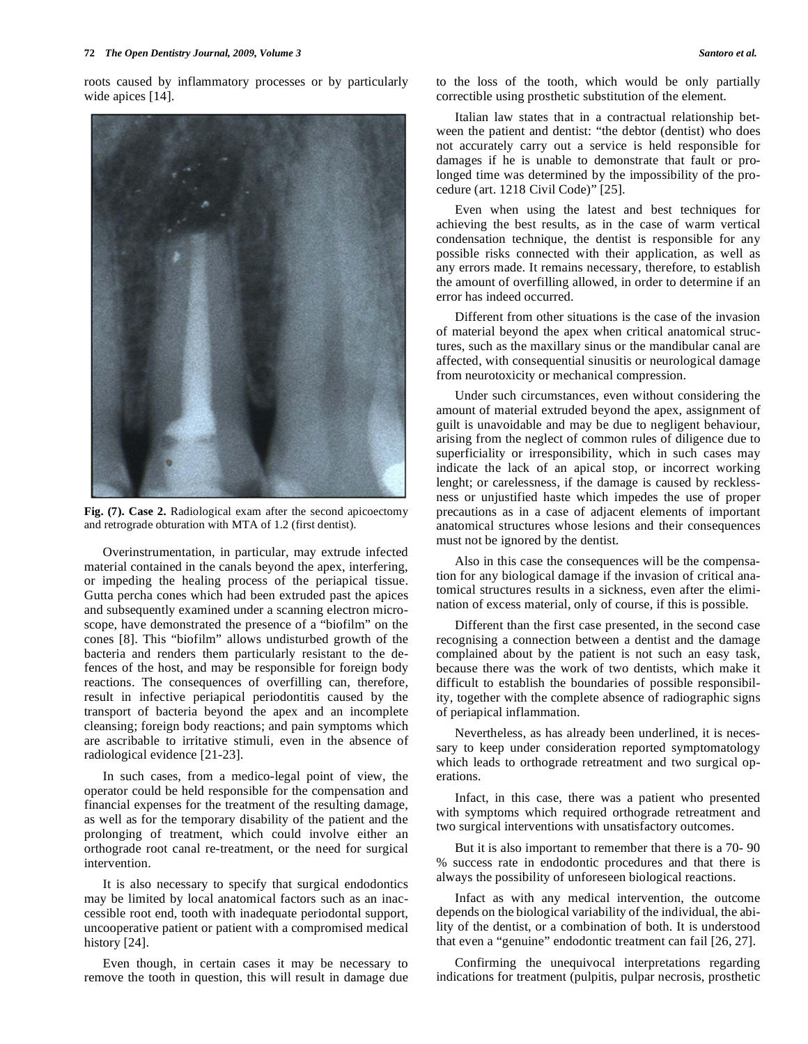roots caused by inflammatory processes or by particularly wide apices [14].

**Fig. (7). Case 2.** Radiological exam after the second apicoectomy and retrograde obturation with MTA of 1.2 (first dentist).

Overinstrumentation, in particular, may extrude infected material contained in the canals beyond the apex, interfering, or impeding the healing process of the periapical tissue. Gutta percha cones which had been extruded past the apices and subsequently examined under a scanning electron microscope, have demonstrated the presence of a "biofilm" on the cones [8]. This "biofilm" allows undisturbed growth of the bacteria and renders them particularly resistant to the defences of the host, and may be responsible for foreign body reactions. The consequences of overfilling can, therefore, result in infective periapical periodontitis caused by the transport of bacteria beyond the apex and an incomplete cleansing; foreign body reactions; and pain symptoms which are ascribable to irritative stimuli, even in the absence of radiological evidence [21-23].

In such cases, from a medico-legal point of view, the operator could be held responsible for the compensation and financial expenses for the treatment of the resulting damage, as well as for the temporary disability of the patient and the prolonging of treatment, which could involve either an orthograde root canal re-treatment, or the need for surgical intervention.

It is also necessary to specify that surgical endodontics may be limited by local anatomical factors such as an inaccessible root end, tooth with inadequate periodontal support, uncooperative patient or patient with a compromised medical history [24].

Even though, in certain cases it may be necessary to remove the tooth in question, this will result in damage due to the loss of the tooth, which would be only partially correctible using prosthetic substitution of the element.

Italian law states that in a contractual relationship between the patient and dentist: "the debtor (dentist) who does not accurately carry out a service is held responsible for damages if he is unable to demonstrate that fault or prolonged time was determined by the impossibility of the procedure (art. 1218 Civil Code)" [25].

Even when using the latest and best techniques for achieving the best results, as in the case of warm vertical condensation technique, the dentist is responsible for any possible risks connected with their application, as well as any errors made. It remains necessary, therefore, to establish the amount of overfilling allowed, in order to determine if an error has indeed occurred.

Different from other situations is the case of the invasion of material beyond the apex when critical anatomical structures, such as the maxillary sinus or the mandibular canal are affected, with consequential sinusitis or neurological damage from neurotoxicity or mechanical compression.

Under such circumstances, even without considering the amount of material extruded beyond the apex, assignment of guilt is unavoidable and may be due to negligent behaviour, arising from the neglect of common rules of diligence due to superficiality or irresponsibility, which in such cases may indicate the lack of an apical stop, or incorrect working lenght; or carelessness, if the damage is caused by recklessness or unjustified haste which impedes the use of proper precautions as in a case of adjacent elements of important anatomical structures whose lesions and their consequences must not be ignored by the dentist.

Also in this case the consequences will be the compensation for any biological damage if the invasion of critical anatomical structures results in a sickness, even after the elimination of excess material, only of course, if this is possible.

Different than the first case presented, in the second case recognising a connection between a dentist and the damage complained about by the patient is not such an easy task, because there was the work of two dentists, which make it difficult to establish the boundaries of possible responsibility, together with the complete absence of radiographic signs of periapical inflammation.

Nevertheless, as has already been underlined, it is necessary to keep under consideration reported symptomatology which leads to orthograde retreatment and two surgical operations.

Infact, in this case, there was a patient who presented with symptoms which required orthograde retreatment and two surgical interventions with unsatisfactory outcomes.

But it is also important to remember that there is a 70- 90 % success rate in endodontic procedures and that there is always the possibility of unforeseen biological reactions.

Infact as with any medical intervention, the outcome depends on the biological variability of the individual, the ability of the dentist, or a combination of both. It is understood that even a "genuine" endodontic treatment can fail [26, 27].

Confirming the unequivocal interpretations regarding indications for treatment (pulpitis, pulpar necrosis, prosthetic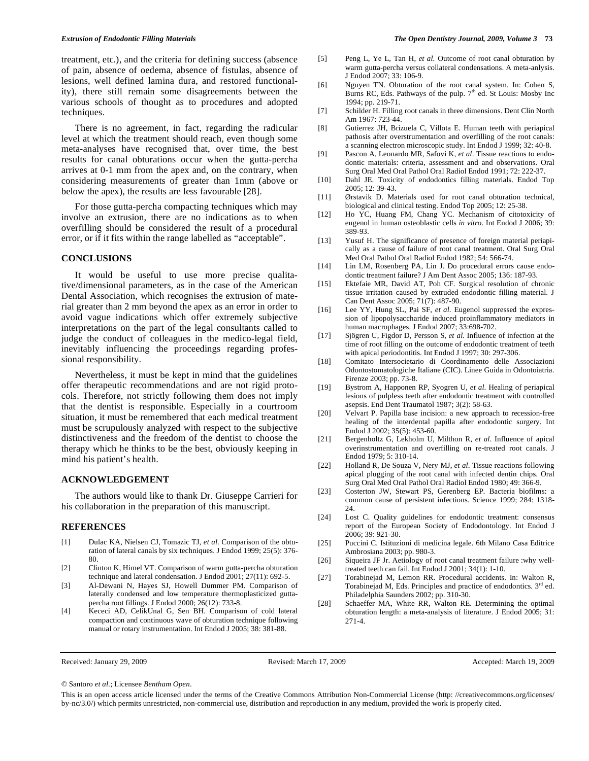treatment, etc.), and the criteria for defining success (absence of pain, absence of oedema, absence of fistulas, absence of lesions, well defined lamina dura, and restored functionality), there still remain some disagreements between the various schools of thought as to procedures and adopted techniques.

There is no agreement, in fact, regarding the radicular level at which the treatment should reach, even though some meta-analyses have recognised that, over time, the best results for canal obturations occur when the gutta-percha arrives at 0-1 mm from the apex and, on the contrary, when considering measurements of greater than 1mm (above or below the apex), the results are less favourable [28].

For those gutta-percha compacting techniques which may involve an extrusion, there are no indications as to when overfilling should be considered the result of a procedural error, or if it fits within the range labelled as "acceptable".

## CONCLUSIONS

It would be useful to use more precise qualitative/dimensional parameters, as in the case of the American Dental Association, which recognises the extrusion of material greater than 2 mm beyond the apex as an error in order to avoid vague indications which offer extremely subjective interpretations on the part of the legal consultants called to judge the conduct of colleagues in the medico-legal field, inevitably influencing the proceedings regarding professional responsibility.

Nevertheless, it must be kept in mind that the guidelines offer therapeutic recommendations and are not rigid protocols. Therefore, not strictly following them does not imply that the dentist is responsible. Especially in a courtroom situation, it must be remembered that each medical treatment must be scrupulously analyzed with respect to the subjective distinctiveness and the freedom of the dentist to choose the therapy which he thinks to be the best, obviously keeping in mind his patient's health.

## ACKNOWLEDGEMENT

The authors would like to thank Dr. Giuseppe Carrieri for his collaboration in the preparation of this manuscript.

## REFERENCES

[1] Dulac KA, Nielsen CJ, Tomazic TJ, *et al*. Comparison of the obturation of lateral canals by six techniques. J Endod 1999; 25(5): 376-80.

[2] Clinton K, Himel VT. Comparison of warm gutta-percha obturation technique and lateral condensation. J Endod 2001; 27(11): 692-5.

[3] Al-Dewani N, Hayes SJ, Howell Dummer PM. Comparison of laterally condensed and low temperature thermoplasticized gutta-percha root fillings. J Endod 2000; 26(12): 733-8.

[4] Kececi AD, CelikUnal G, Sen BH. Comparison of cold lateral compaction and continuous wave of obturation technique following manual or rotary instrumentation. Int Endod J 2005; 38: 381-88.

[5] Peng L, Ye L, Tan H, *et al*. Outcome of root canal obturation by warm gutta-percha versus collateral condensations. A meta-anlysis. J Endod 2007; 33: 106-9.

[6] Nguyen TN. Obturation of the root canal system. In: Cohen S, Burns RC, Eds. Pathways of the pulp. 7th ed. St Louis: Mosby Inc 1994; pp. 219-71.

[7] Schilder H. Filling root canals in three dimensions. Dent Clin North Am 1967: 723-44.

[8] Gutierrez JH, Brizuela C, Villota E. Human teeth with periapical pathosis after overstrumentation and overfilling of the root canals: a scanning electron microscopic study. Int Endod J 1999; 32: 40-8.

[9] Pascon A, Leonardo MR, Safovi K, *et al*. Tissue reactions to endodontic materials: criteria, assessment and and observations. Oral Surg Oral Med Oral Pathol Oral Radiol Endod 1991; 72: 222-37.

[10] Dahl JE. Toxicity of endodontics filling materials. Endod Top 2005; 12: 39-43.

[11] Ørstavik D. Materials used for root canal obturation technical, biological and clinical testing. Endod Top 2005; 12: 25-38.

[12] Ho YC, Huang FM, Chang YC. Mechanism of citotoxicity of eugenol in human osteoblastic cells *in vitro*. Int Endod J 2006; 39: 389-93.

[13] Yusuf H. The significance of presence of foreign material periapically as a cause of failure of root canal treatment. Oral Surg Oral Med Oral Pathol Oral Radiol Endod 1982; 54: 566-74.

[14] Lin LM, Rosenberg PA, Lin J. Do procedural errors cause endodontic treatment failure? J Am Dent Assoc 2005; 136: 187-93.

[15] Ektefaie MR, David AT, Poh CF. Surgical resolution of chronic tissue irritation caused by extruded endodontic filling material. J Can Dent Assoc 2005; 71(7): 487-90.

[16] Lee YY, Hung SL, Pai SF, *et al*. Eugenol suppressed the expression of lipopolysaccharide induced proinflammatory mediators in human macrophages. J Endod 2007; 33:698-702.

[17] Sjögren U, Figdor D, Persson S, *et al*. Influence of infection at the time of root filling on the outcome of endodontic treatment of teeth with apical periodontitis. Int Endod J 1997; 30: 297-306.

[18] Comitato Intersocietario di Coordinamento delle Associazioni Odontostomatologiche Italiane (CIC). Linee Guida in Odontoiatria. Firenze 2003; pp. 73-8.

[19] Bystrom A, Happonen RP, Syogren U, *et al*. Healing of periapical lesions of pulpless teeth after endodontic treatment with controlled asepsis. End Dent Traumatol 1987; 3(2): 58-63.

[20] Velvart P. Papilla base incision: a new approach to recession-free healing of the interdental papilla after endodontic surgery. Int Endod J 2002; 35(5): 453-60.

[21] Bergenholtz G, Lekholm U, Milthon R, *et al*. Influence of apical overinstrumentation and overfilling on re-treated root canals. J Endod 1979; 5: 310-14.

[22] Holland R, De Souza V, Nery MJ, *et al*. Tissue reactions following apical plugging of the root canal with infected dentin chips. Oral Surg Oral Med Oral Pathol Oral Radiol Endod 1980; 49: 366-9.

[23] Costerton JW, Stewart PS, Gerenberg EP. Bacteria biofilms: a common cause of persistent infections. Science 1999; 284: 1318-24.

[24] Lost C. Quality guidelines for endodontic treatment: consensus report of the European Society of Endodontology. Int Endod J 2006; 39: 921-30.

[25] Puccini C. Istituzioni di medicina legale. 6th Milano Casa Editrice Ambrosiana 2003; pp. 980-3.

[26] Siqueira JF Jr. Aetiology of root canal treatment failure :why well-treated teeth can fail. Int Endod J 2001; 34(1): 1-10.

[27] Torabinejad M, Lemon RR. Procedural accidents. In: Walton R, Torabinejad M, Eds. Principles and practice of endodontics. 3rd ed. Philadelphia Saunders 2002; pp. 310-30.

[28] Schaeffer MA, White RR, Walton RE. Determining the optimal obturation length: a meta-analysis of literature. J Endod 2005; 31: 271-4.

Received: January 29, 2009 Revised: March 17, 2009 Accepted: March 19, 2009

© Santoro *et al.*; Licensee *Bentham Open*.

This is an open access article licensed under the terms of the Creative Commons Attribution Non-Commercial License (http: //creativecommons.org/licenses/by-nc/3.0/) which permits unrestricted, non-commercial use, distribution and reproduction in any medium, provided the work is properly cited.